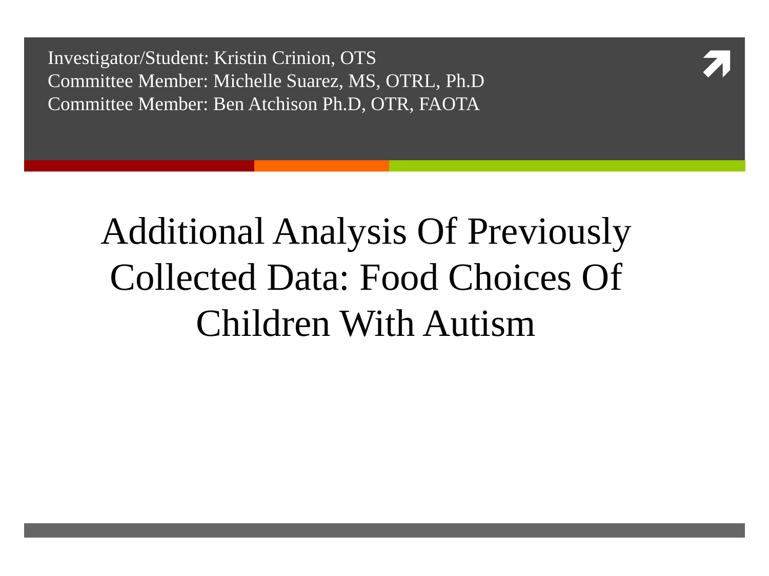Investigator/Student: Kristin Crinion, OTS
Committee Member: Michelle Suarez, MS, OTRL, Ph.D
Committee Member: Ben Atchison Ph.D, OTR, FAOTA

# Additional Analysis Of Previously Collected Data: Food Choices Of Children With Autism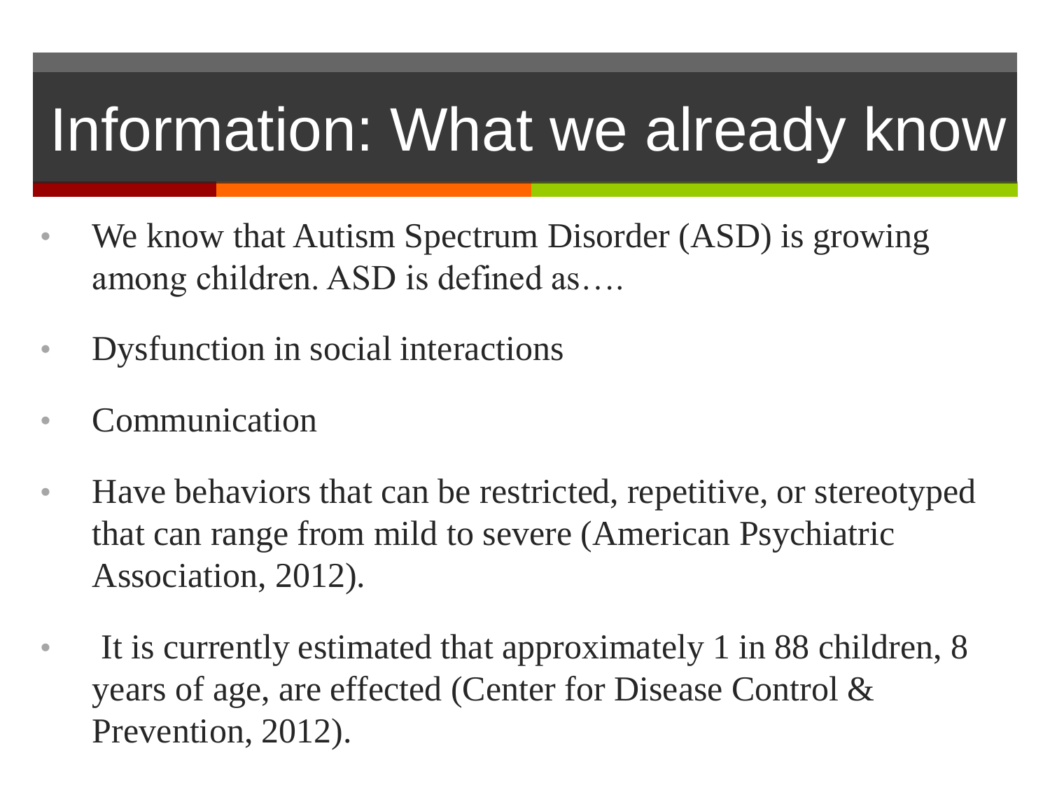# Information: What we already know

- We know that Autism Spectrum Disorder (ASD) is growing among children. ASD is defined as….
- Dysfunction in social interactions
- Communication
- Have behaviors that can be restricted, repetitive, or stereotyped that can range from mild to severe (American Psychiatric Association, 2012).
- It is currently estimated that approximately 1 in 88 children, 8 years of age, are effected (Center for Disease Control & Prevention, 2012).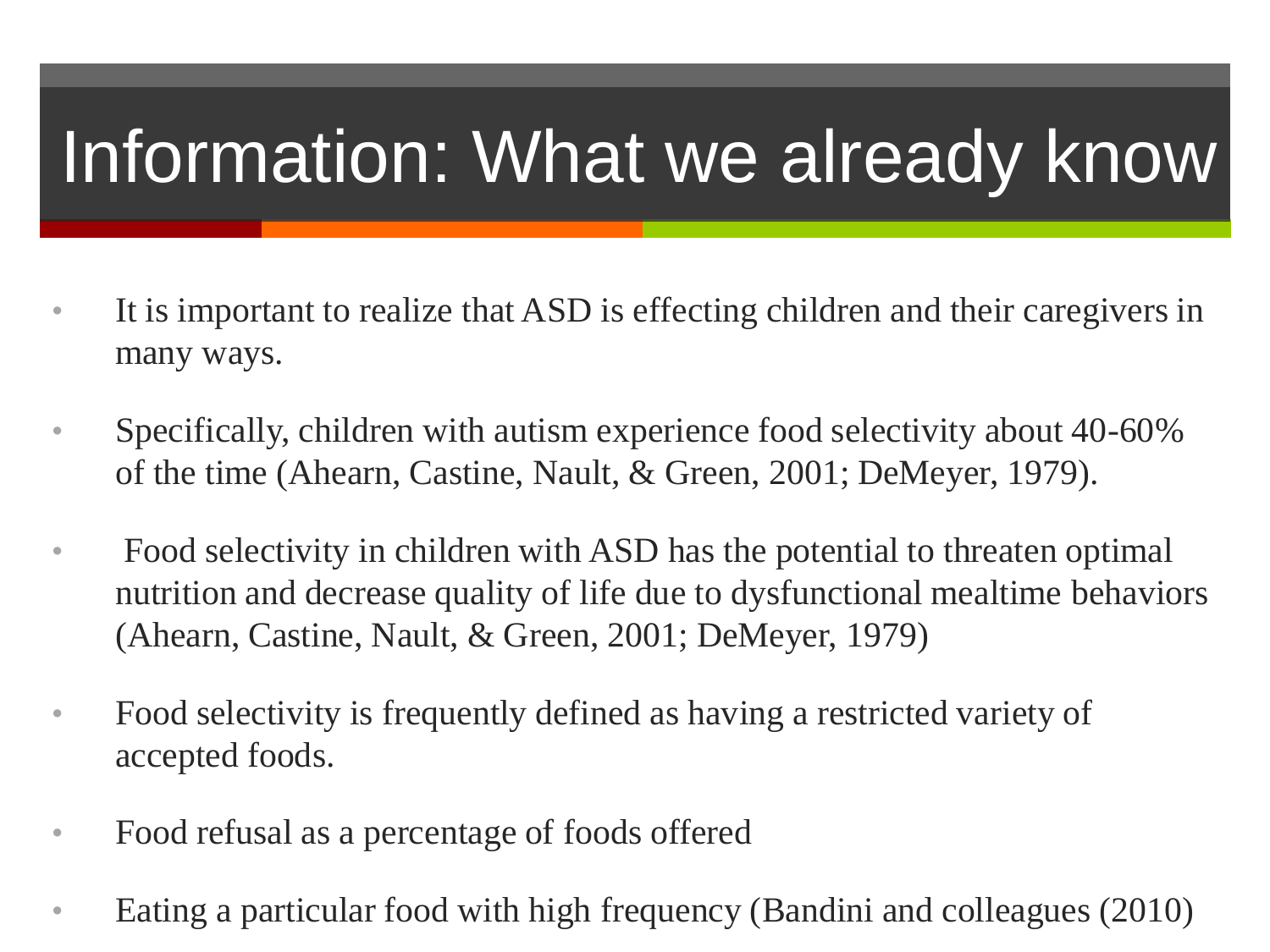# Information: What we already know

- It is important to realize that ASD is effecting children and their caregivers in many ways.
- Specifically, children with autism experience food selectivity about 40-60% of the time (Ahearn, Castine, Nault, & Green, 2001; DeMeyer, 1979).
- Food selectivity in children with ASD has the potential to threaten optimal nutrition and decrease quality of life due to dysfunctional mealtime behaviors (Ahearn, Castine, Nault, & Green, 2001; DeMeyer, 1979)
- Food selectivity is frequently defined as having a restricted variety of accepted foods.
- Food refusal as a percentage of foods offered
- Eating a particular food with high frequency (Bandini and colleagues (2010)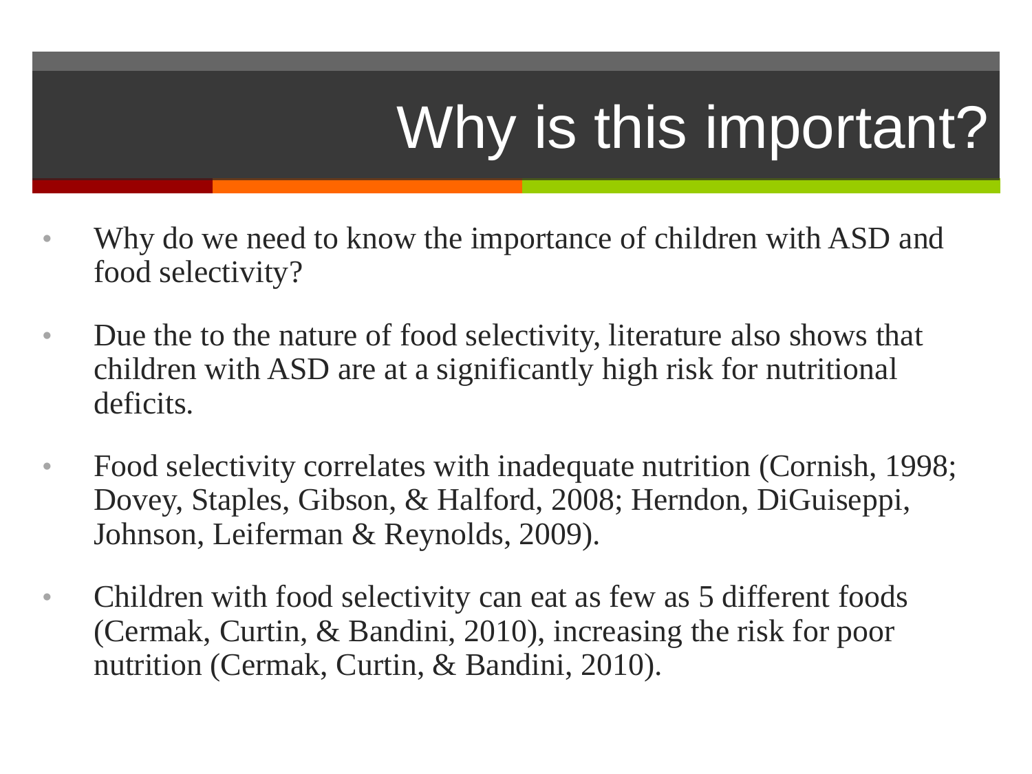# Why is this important?

- Why do we need to know the importance of children with ASD and food selectivity?
- Due the to the nature of food selectivity, literature also shows that children with ASD are at a significantly high risk for nutritional deficits.
- Food selectivity correlates with inadequate nutrition (Cornish, 1998; Dovey, Staples, Gibson, & Halford, 2008; Herndon, DiGuiseppi, Johnson, Leiferman & Reynolds, 2009).
- Children with food selectivity can eat as few as 5 different foods (Cermak, Curtin, & Bandini, 2010), increasing the risk for poor nutrition (Cermak, Curtin, & Bandini, 2010).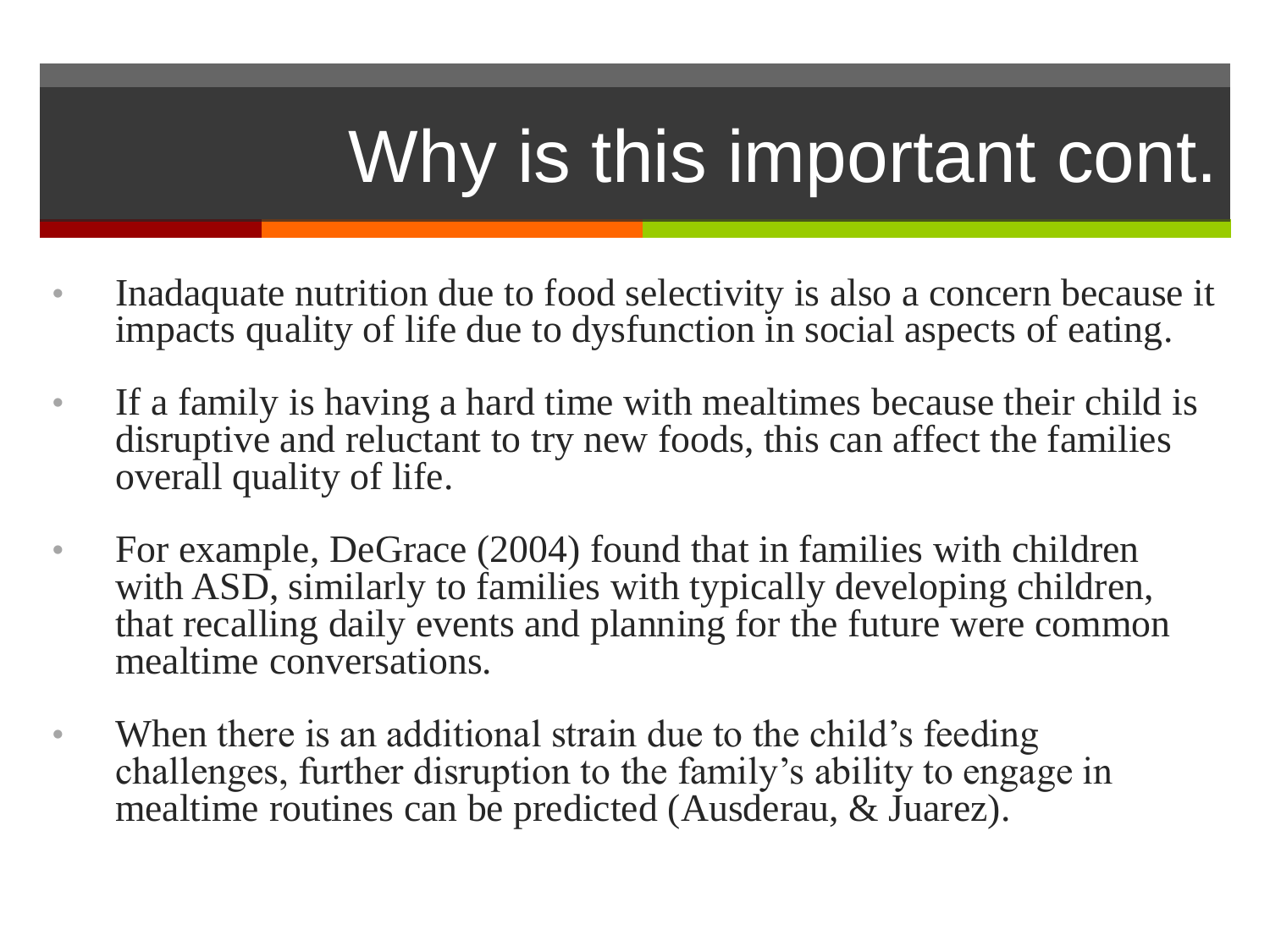# Why is this important cont.

- Inadaquate nutrition due to food selectivity is also a concern because it impacts quality of life due to dysfunction in social aspects of eating.
- If a family is having a hard time with mealtimes because their child is disruptive and reluctant to try new foods, this can affect the families overall quality of life.
- For example, DeGrace (2004) found that in families with children with ASD, similarly to families with typically developing children, that recalling daily events and planning for the future were common mealtime conversations.
- When there is an additional strain due to the child's feeding challenges, further disruption to the family's ability to engage in mealtime routines can be predicted (Ausderau, & Juarez).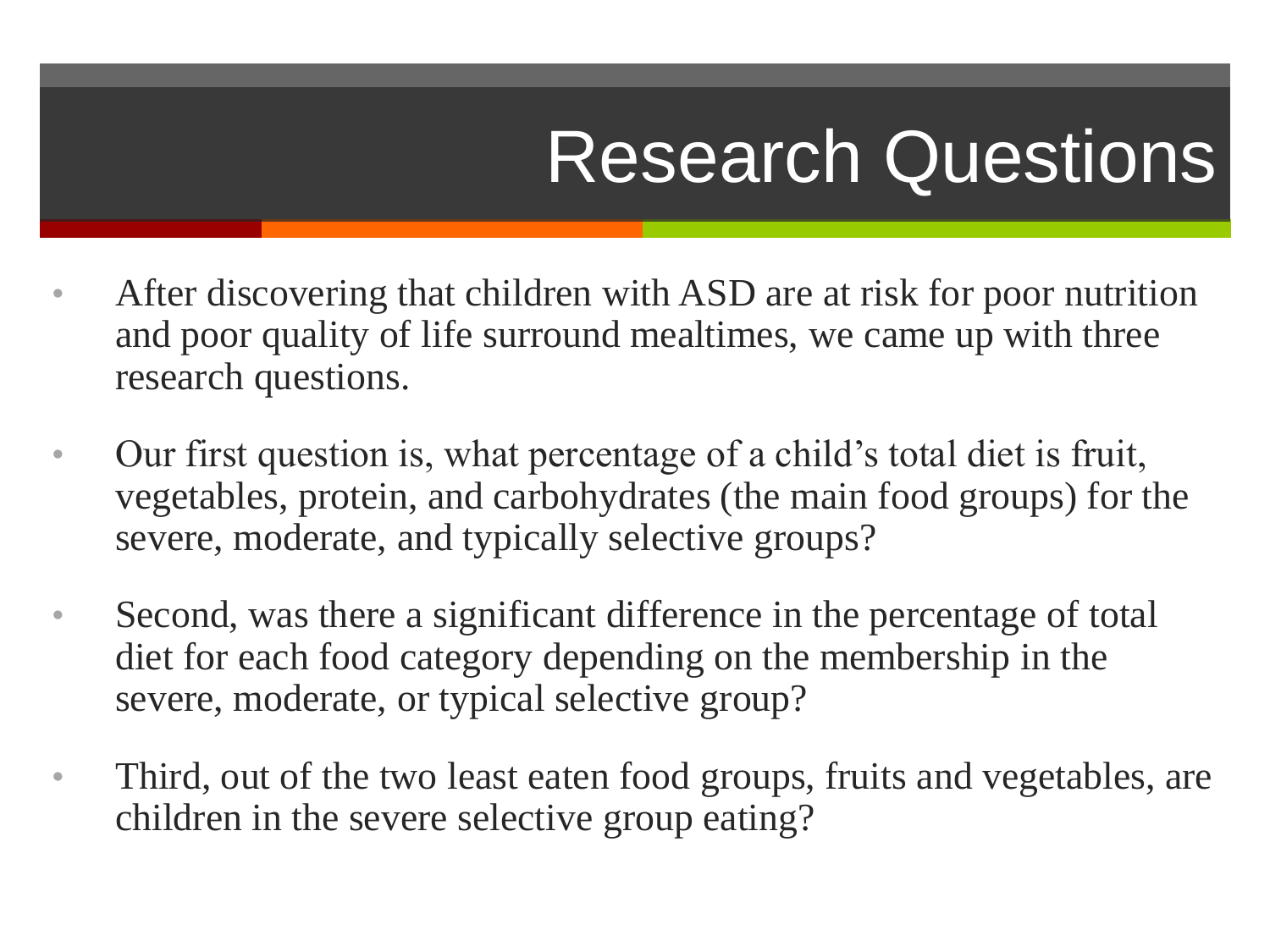# Research Questions

- After discovering that children with ASD are at risk for poor nutrition and poor quality of life surround mealtimes, we came up with three research questions.
- Our first question is, what percentage of a child's total diet is fruit, vegetables, protein, and carbohydrates (the main food groups) for the severe, moderate, and typically selective groups?
- Second, was there a significant difference in the percentage of total diet for each food category depending on the membership in the severe, moderate, or typical selective group?
- Third, out of the two least eaten food groups, fruits and vegetables, are children in the severe selective group eating?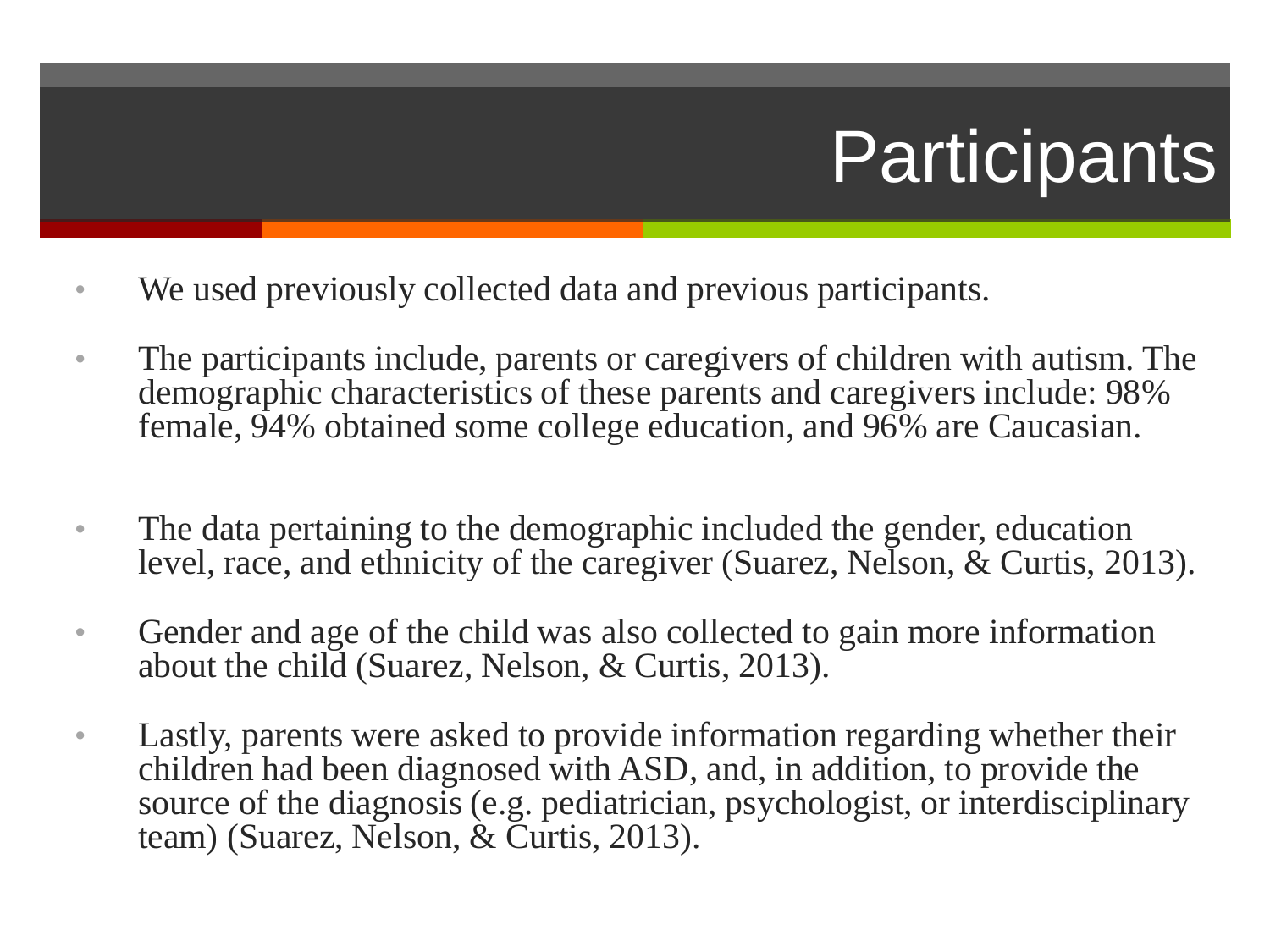# Participants

- We used previously collected data and previous participants.
- The participants include, parents or caregivers of children with autism. The demographic characteristics of these parents and caregivers include: 98% female, 94% obtained some college education, and 96% are Caucasian.
- The data pertaining to the demographic included the gender, education level, race, and ethnicity of the caregiver (Suarez, Nelson, & Curtis, 2013).
- Gender and age of the child was also collected to gain more information about the child (Suarez, Nelson, & Curtis, 2013).
- Lastly, parents were asked to provide information regarding whether their children had been diagnosed with ASD, and, in addition, to provide the source of the diagnosis (e.g. pediatrician, psychologist, or interdisciplinary team) (Suarez, Nelson, & Curtis, 2013).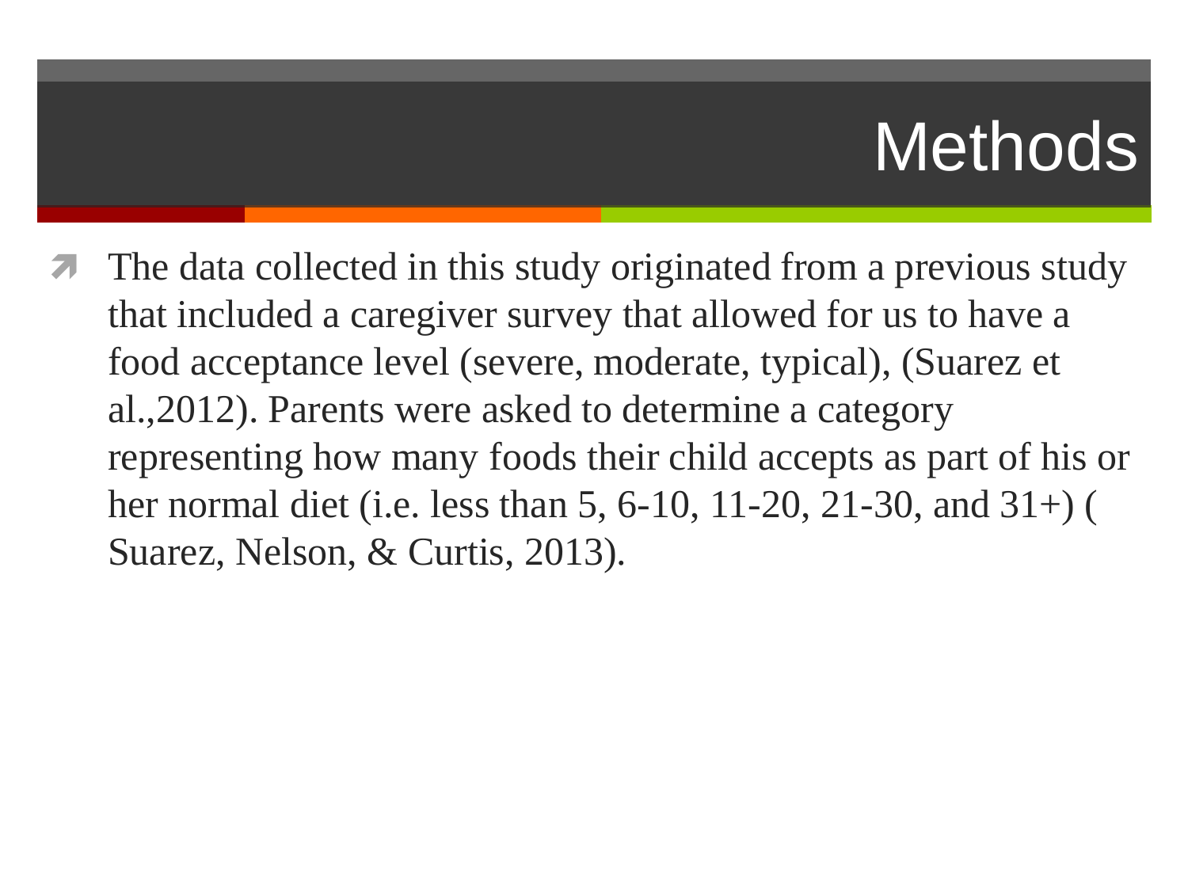# Methods

- The data collected in this study originated from a previous study that included a caregiver survey that allowed for us to have a food acceptance level (severe, moderate, typical), (Suarez et al.,2012). Parents were asked to determine a category representing how many foods their child accepts as part of his or her normal diet (i.e. less than 5, 6-10, 11-20, 21-30, and 31+) ( Suarez, Nelson, & Curtis, 2013).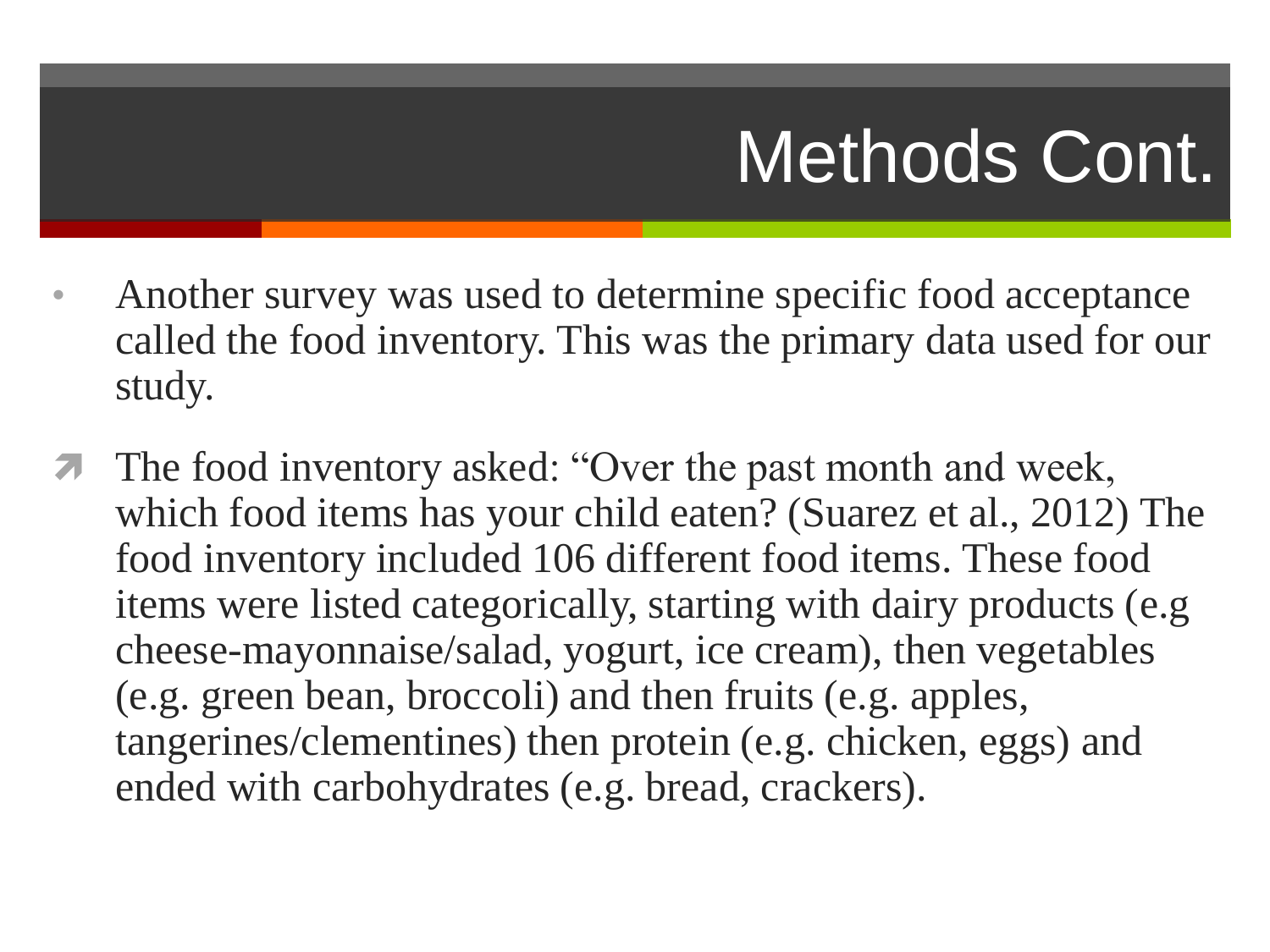# Methods Cont.

- Another survey was used to determine specific food acceptance called the food inventory. This was the primary data used for our study.
- The food inventory asked: “Over the past month and week, which food items has your child eaten? (Suarez et al., 2012) The food inventory included 106 different food items. These food items were listed categorically, starting with dairy products (e.g cheese-mayonnaise/salad, yogurt, ice cream), then vegetables (e.g. green bean, broccoli) and then fruits (e.g. apples, tangerines/clementines) then protein (e.g. chicken, eggs) and ended with carbohydrates (e.g. bread, crackers).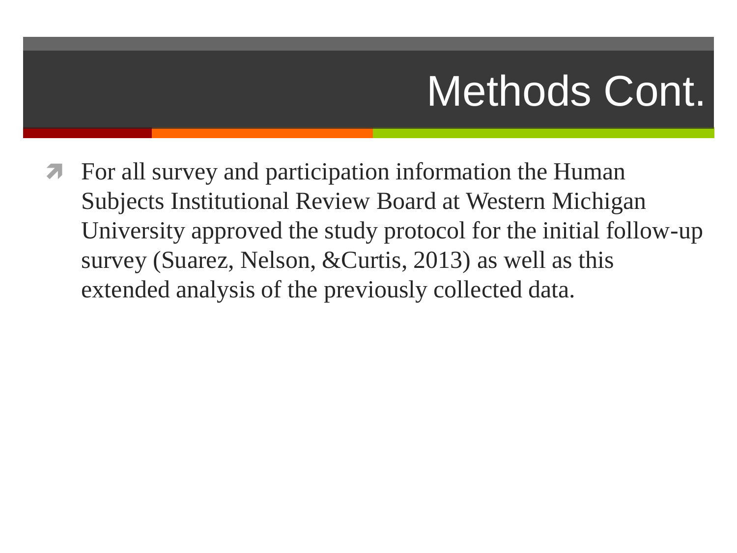# Methods Cont.

- For all survey and participation information the Human Subjects Institutional Review Board at Western Michigan University approved the study protocol for the initial follow-up survey (Suarez, Nelson, &Curtis, 2013) as well as this extended analysis of the previously collected data.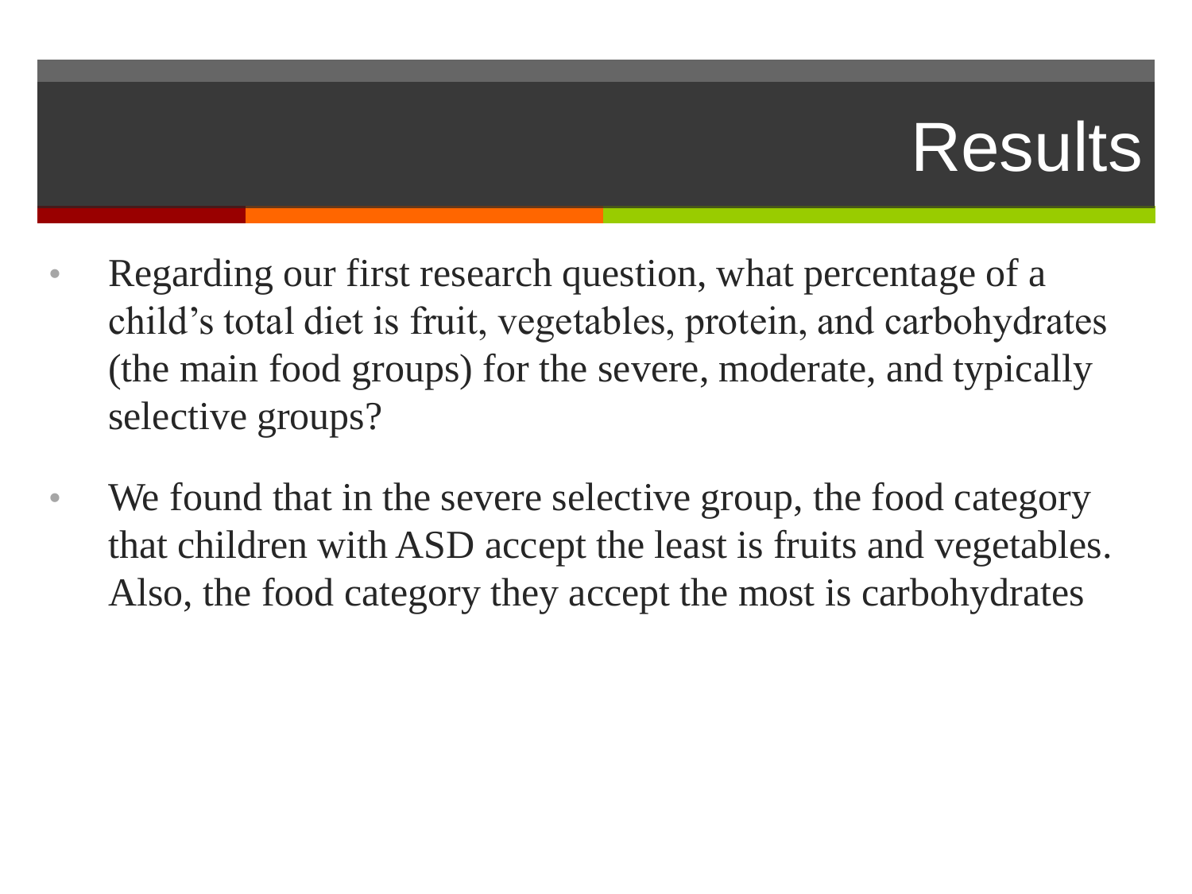# Results

- Regarding our first research question, what percentage of a child's total diet is fruit, vegetables, protein, and carbohydrates (the main food groups) for the severe, moderate, and typically selective groups?
- We found that in the severe selective group, the food category that children with ASD accept the least is fruits and vegetables. Also, the food category they accept the most is carbohydrates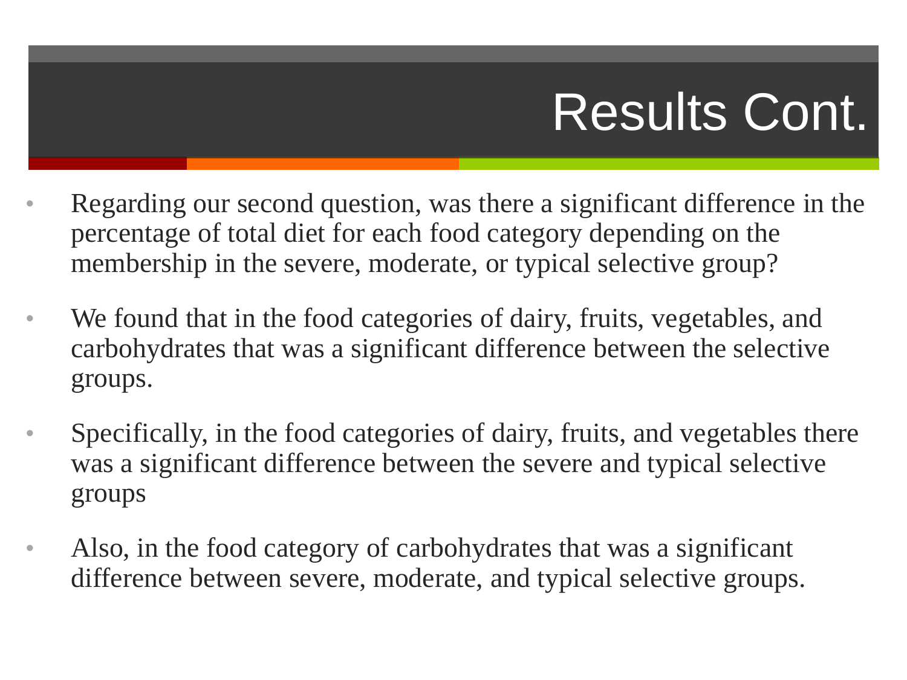# Results Cont.

- Regarding our second question, was there a significant difference in the percentage of total diet for each food category depending on the membership in the severe, moderate, or typical selective group?
- We found that in the food categories of dairy, fruits, vegetables, and carbohydrates that was a significant difference between the selective groups.
- Specifically, in the food categories of dairy, fruits, and vegetables there was a significant difference between the severe and typical selective groups
- Also, in the food category of carbohydrates that was a significant difference between severe, moderate, and typical selective groups.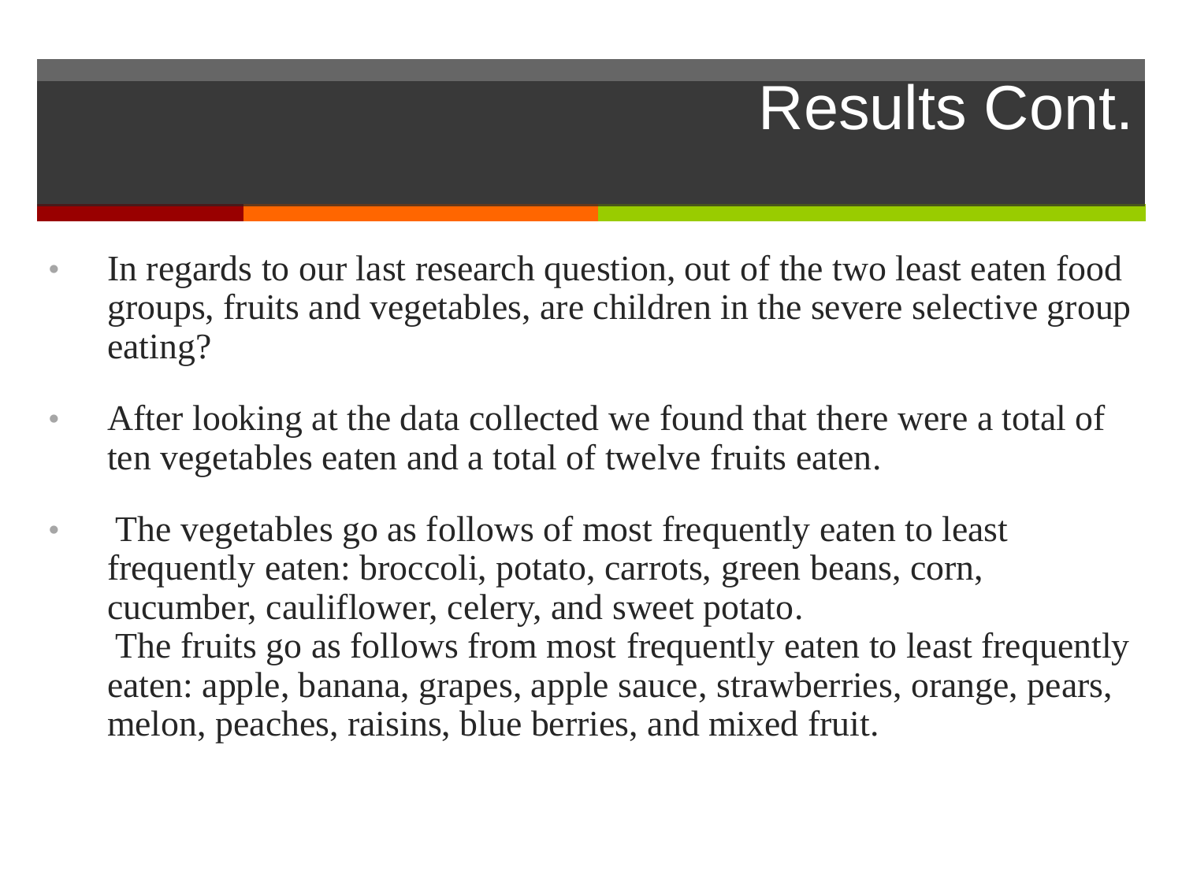# Results Cont.

- In regards to our last research question, out of the two least eaten food groups, fruits and vegetables, are children in the severe selective group eating?
- After looking at the data collected we found that there were a total of ten vegetables eaten and a total of twelve fruits eaten.
- The vegetables go as follows of most frequently eaten to least frequently eaten: broccoli, potato, carrots, green beans, corn, cucumber, cauliflower, celery, and sweet potato.
  The fruits go as follows from most frequently eaten to least frequently eaten: apple, banana, grapes, apple sauce, strawberries, orange, pears, melon, peaches, raisins, blue berries, and mixed fruit.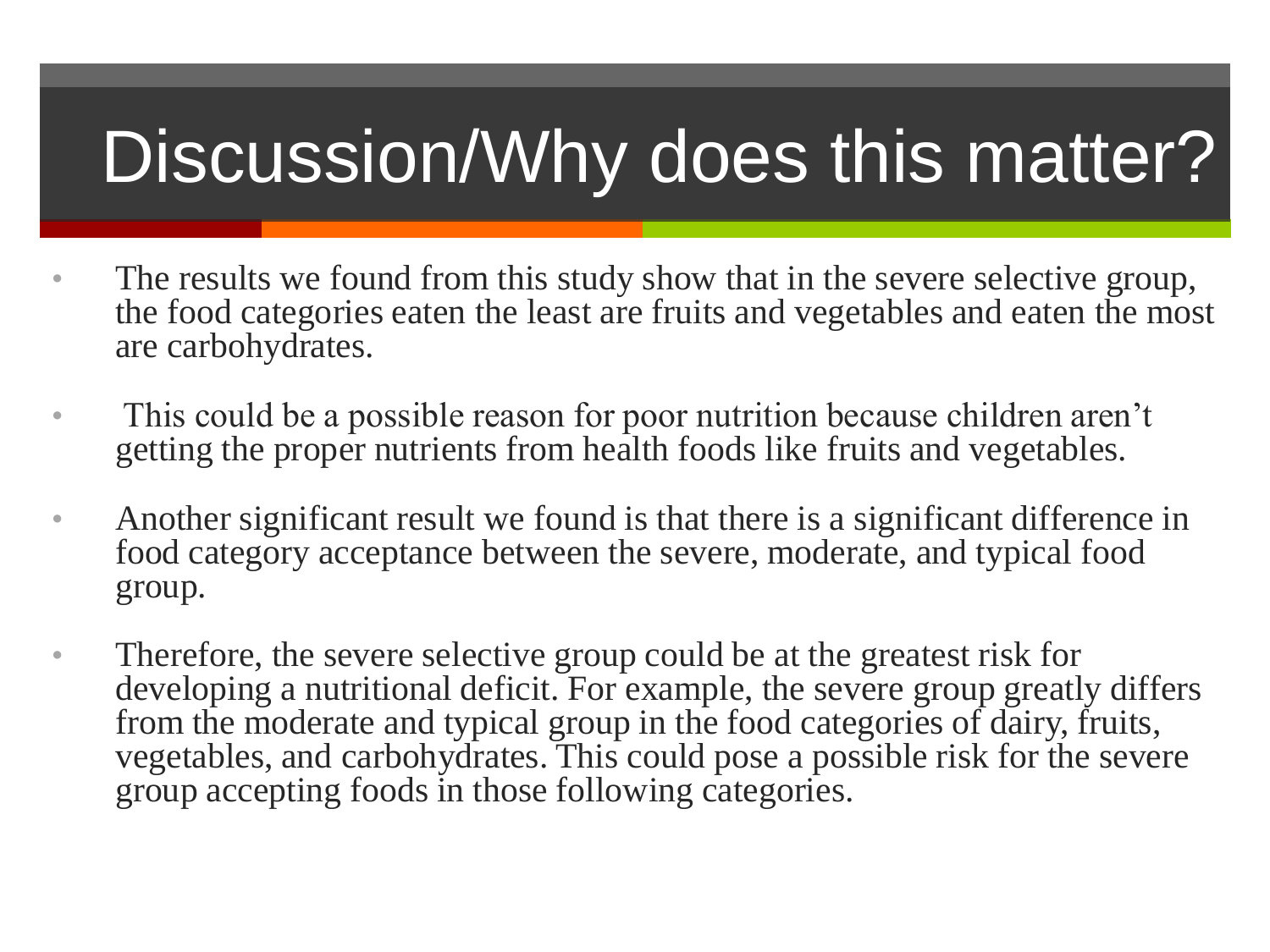# Discussion/Why does this matter?

- The results we found from this study show that in the severe selective group, the food categories eaten the least are fruits and vegetables and eaten the most are carbohydrates.
- This could be a possible reason for poor nutrition because children aren't getting the proper nutrients from health foods like fruits and vegetables.
- Another significant result we found is that there is a significant difference in food category acceptance between the severe, moderate, and typical food group.
- Therefore, the severe selective group could be at the greatest risk for developing a nutritional deficit. For example, the severe group greatly differs from the moderate and typical group in the food categories of dairy, fruits, vegetables, and carbohydrates. This could pose a possible risk for the severe group accepting foods in those following categories.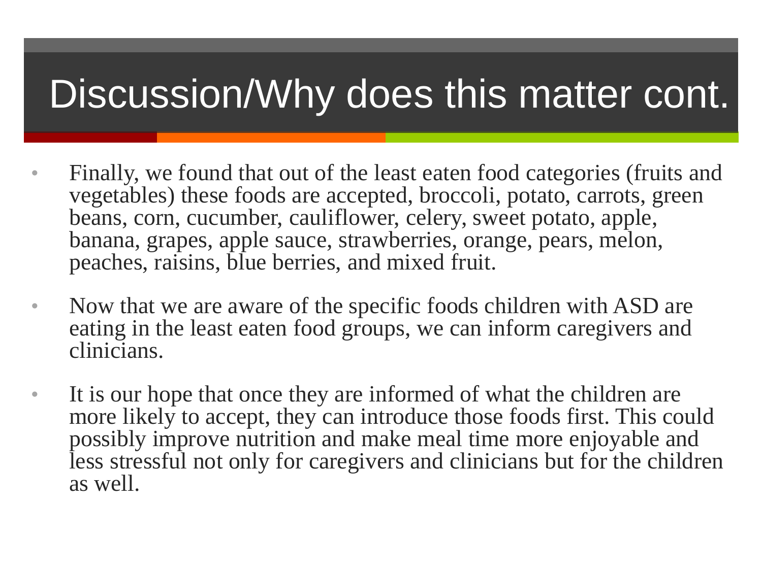# Discussion/Why does this matter cont.

- Finally, we found that out of the least eaten food categories (fruits and vegetables) these foods are accepted, broccoli, potato, carrots, green beans, corn, cucumber, cauliflower, celery, sweet potato, apple, banana, grapes, apple sauce, strawberries, orange, pears, melon, peaches, raisins, blue berries, and mixed fruit.
- Now that we are aware of the specific foods children with ASD are eating in the least eaten food groups, we can inform caregivers and clinicians.
- It is our hope that once they are informed of what the children are more likely to accept, they can introduce those foods first. This could possibly improve nutrition and make meal time more enjoyable and less stressful not only for caregivers and clinicians but for the children as well.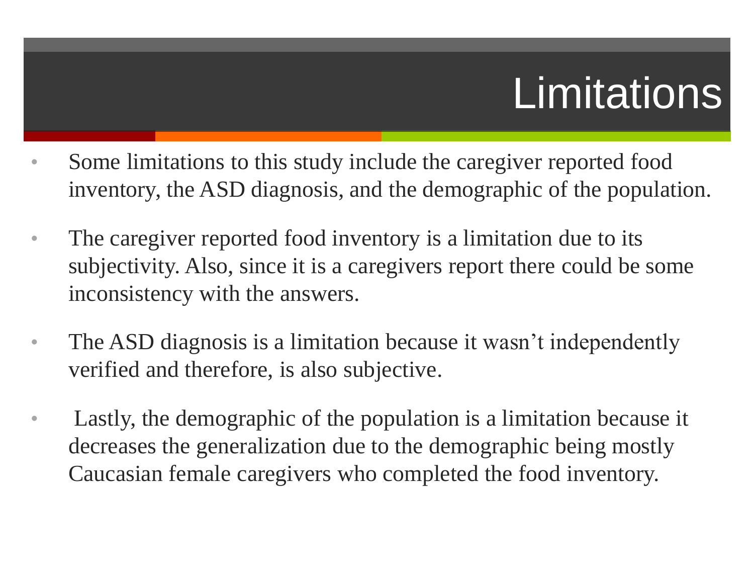# Limitations

- Some limitations to this study include the caregiver reported food inventory, the ASD diagnosis, and the demographic of the population.
- The caregiver reported food inventory is a limitation due to its subjectivity. Also, since it is a caregivers report there could be some inconsistency with the answers.
- The ASD diagnosis is a limitation because it wasn't independently verified and therefore, is also subjective.
- Lastly, the demographic of the population is a limitation because it decreases the generalization due to the demographic being mostly Caucasian female caregivers who completed the food inventory.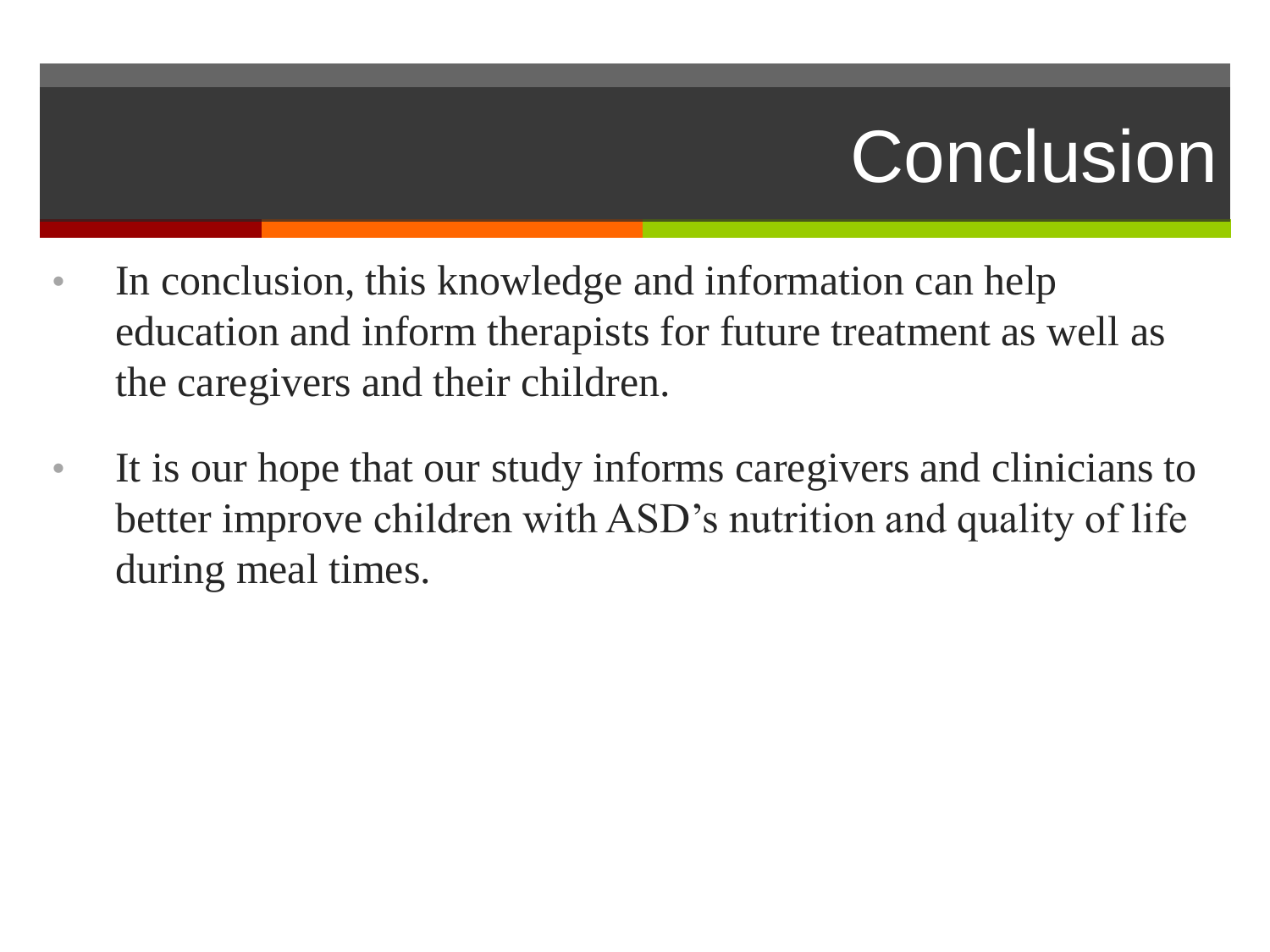# Conclusion

- In conclusion, this knowledge and information can help education and inform therapists for future treatment as well as the caregivers and their children.
- It is our hope that our study informs caregivers and clinicians to better improve children with ASD's nutrition and quality of life during meal times.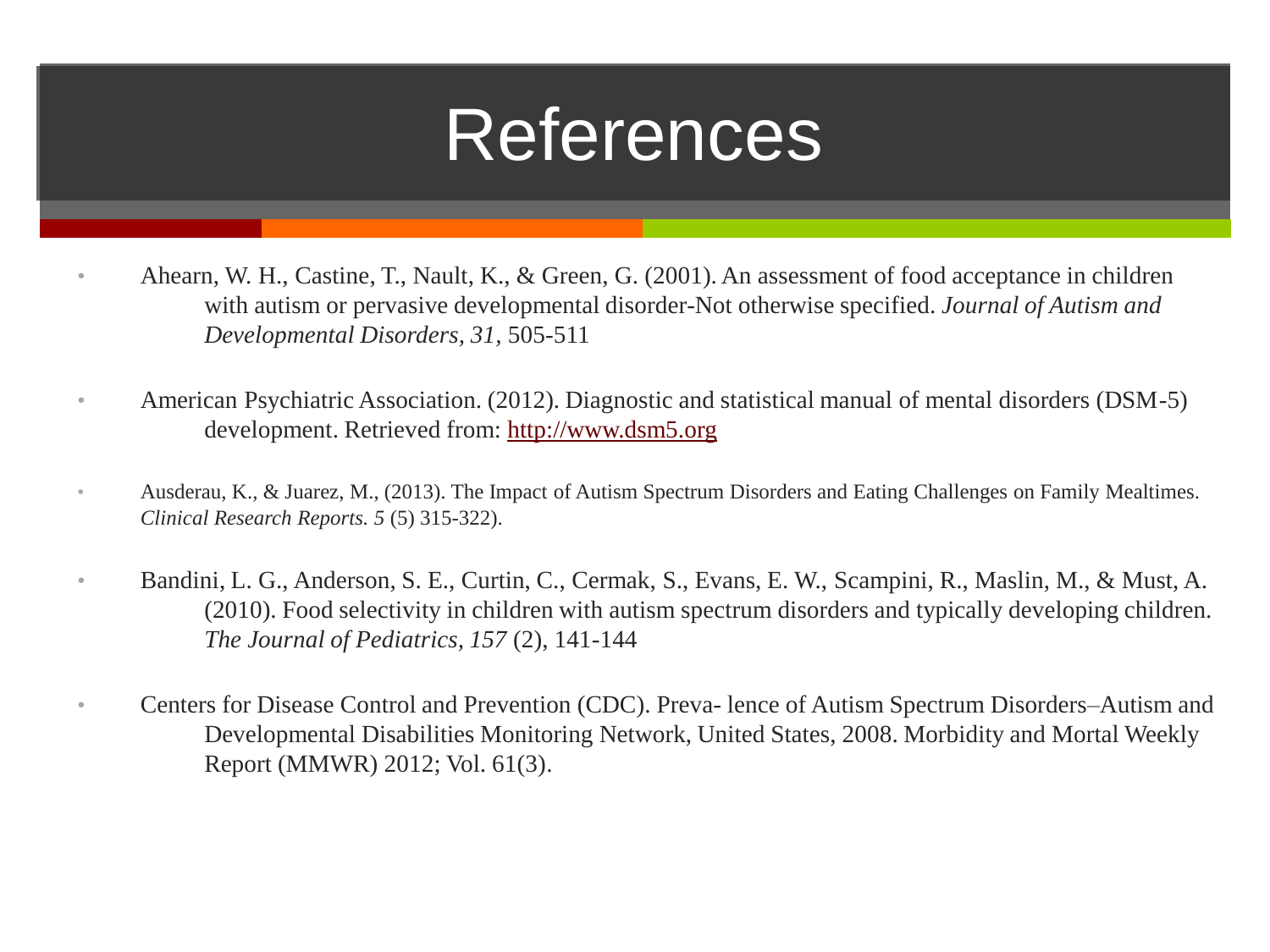# References

- Ahearn, W. H., Castine, T., Nault, K., & Green, G. (2001). An assessment of food acceptance in children with autism or pervasive developmental disorder-Not otherwise specified. *Journal of Autism and Developmental Disorders, 31*, 505-511

- American Psychiatric Association. (2012). Diagnostic and statistical manual of mental disorders (DSM-5) development. Retrieved from: http://www.dsm5.org

- Ausderau, K., & Juarez, M., (2013). The Impact of Autism Spectrum Disorders and Eating Challenges on Family Mealtimes. *Clinical Research Reports. 5* (5) 315-322).

- Bandini, L. G., Anderson, S. E., Curtin, C., Cermak, S., Evans, E. W., Scampini, R., Maslin, M., & Must, A. (2010). Food selectivity in children with autism spectrum disorders and typically developing children. *The Journal of Pediatrics, 157* (2), 141-144

- Centers for Disease Control and Prevention (CDC). Preva- lence of Autism Spectrum Disorders–Autism and Developmental Disabilities Monitoring Network, United States, 2008. Morbidity and Mortal Weekly Report (MMWR) 2012; Vol. 61(3).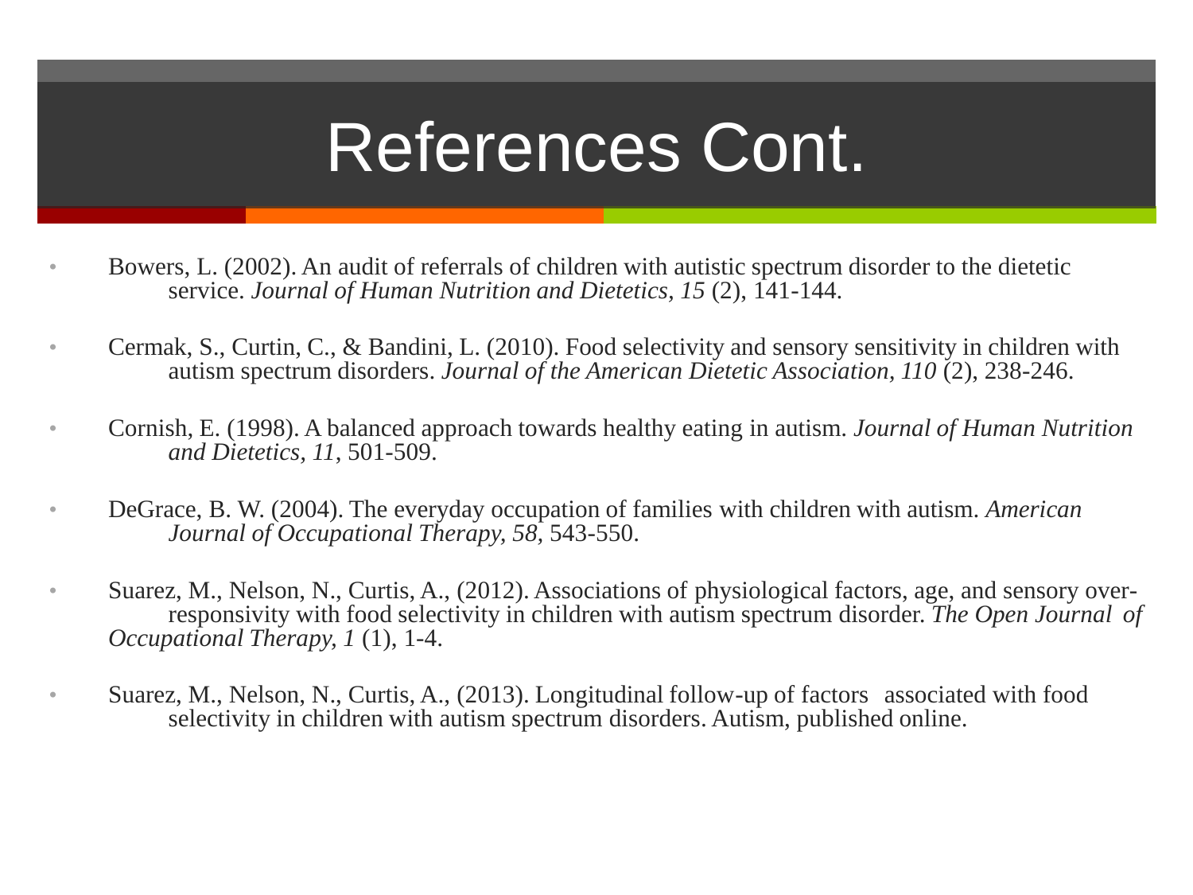# References Cont.

- Bowers, L. (2002). An audit of referrals of children with autistic spectrum disorder to the dietetic service. *Journal of Human Nutrition and Dietetics*, *15* (2), 141-144.
- Cermak, S., Curtin, C., & Bandini, L. (2010). Food selectivity and sensory sensitivity in children with autism spectrum disorders. *Journal of the American Dietetic Association*, *110* (2), 238-246.
- Cornish, E. (1998). A balanced approach towards healthy eating in autism. *Journal of Human Nutrition and Dietetics*, *11*, 501-509.
- DeGrace, B. W. (2004). The everyday occupation of families with children with autism. *American Journal of Occupational Therapy*, *58*, 543-550.
- Suarez, M., Nelson, N., Curtis, A., (2012). Associations of physiological factors, age, and sensory over-responsivity with food selectivity in children with autism spectrum disorder. *The Open Journal of Occupational Therapy*, *1* (1), 1-4.
- Suarez, M., Nelson, N., Curtis, A., (2013). Longitudinal follow-up of factors associated with food selectivity in children with autism spectrum disorders. Autism, published online.